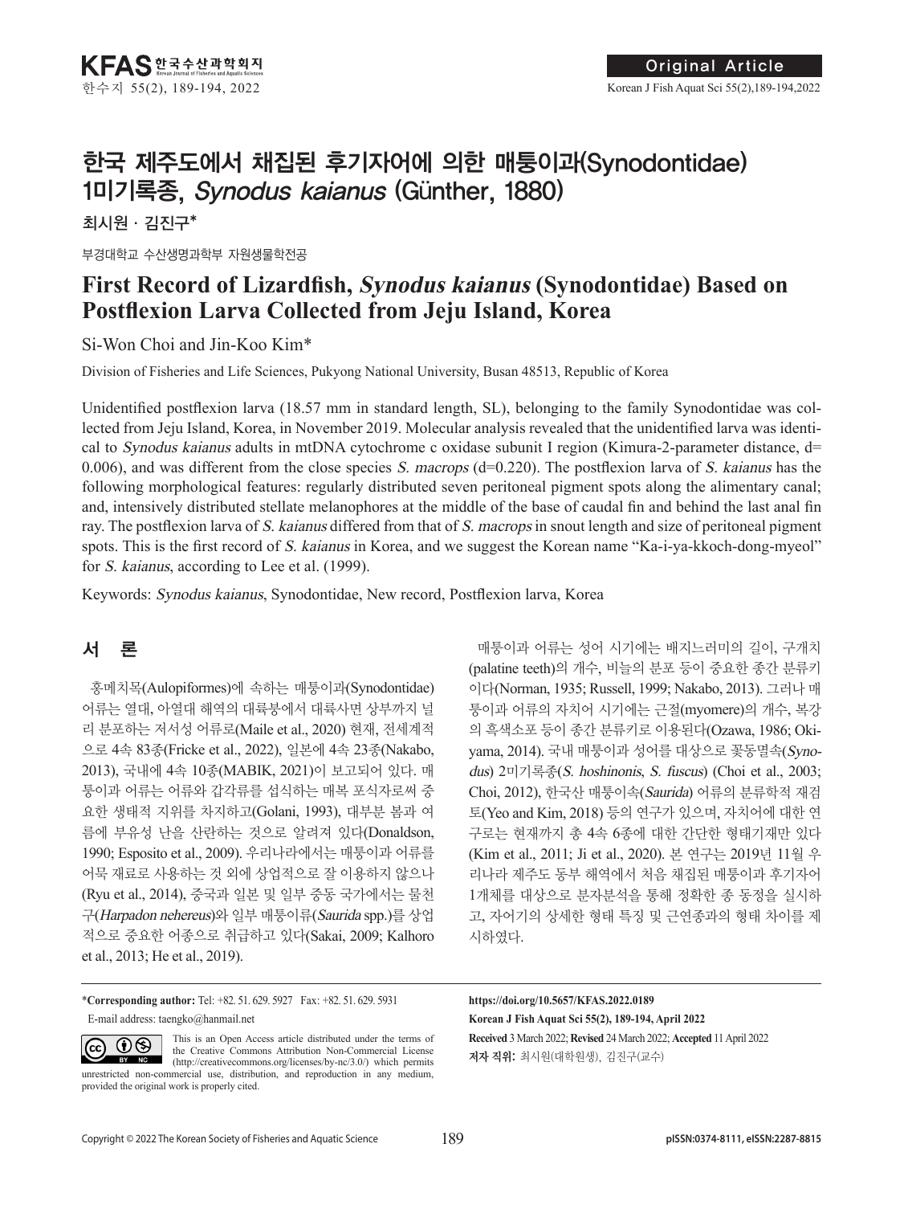# 한국 제주도에서 채집된 후기자어에 의한 매퉁이과(Synodontidae) 1미기록종, *Synodus kaianus* (Günther, 1880)

최시원 · 김진구*

부경대학교 수산생명과학부 자원생물학전공

# First Record of Lizardfish, *Synodus kaianus* (Synodontidae) Based on Postflexion Larva Collected from Jeju Island, Korea

Si-Won Choi and Jin-Koo Kim*

Division of Fisheries and Life Sciences, Pukyong National University, Busan 48513, Republic of Korea

Unidentified postflexion larva (18.57 mm in standard length, SL), belonging to the family Synodontidae was collected from Jeju Island, Korea, in November 2019. Molecular analysis revealed that the unidentified larva was identical to *Synodus kaianus* adults in mtDNA cytochrome c oxidase subunit I region (Kimura-2-parameter distance, d= 0.006), and was different from the close species *S. macrops* (d=0.220). The postflexion larva of *S. kaianus* has the following morphological features: regularly distributed seven peritoneal pigment spots along the alimentary canal; and, intensively distributed stellate melanophores at the middle of the base of caudal fin and behind the last anal fin ray. The postflexion larva of *S. kaianus* differed from that of *S. macrops* in snout length and size of peritoneal pigment spots. This is the first record of *S. kaianus* in Korea, and we suggest the Korean name "Ka-i-ya-kkoch-dong-myeol" for *S. kaianus*, according to Lee et al. (1999).

Keywords: *Synodus kaianus*, Synodontidae, New record, Postflexion larva, Korea

## 서 론

홍메치목(Aulopiformes)에 속하는 매퉁이과(Synodontidae) 어류는 열대, 아열대 해역의 대륙붕에서 대륙사면 상부까지 널리 분포하는 저서성 어류로(Maile et al., 2020) 현재, 전세계적으로 4속 83종(Fricke et al., 2022), 일본에 4속 23종(Nakabo, 2013), 국내에 4속 10종(MABIK, 2021)이 보고되어 있다. 매퉁이과 어류는 어류와 갑각류를 섭식하는 매복 포식자로써 중요한 생태적 지위를 차지하고(Golani, 1993), 대부분 봄과 여름에 부유성 난을 산란하는 것으로 알려져 있다(Donaldson, 1990; Esposito et al., 2009). 우리나라에서는 매퉁이과 어류를 어묵 재료로 사용하는 것 외에 상업적으로 잘 이용하지 않으나 (Ryu et al., 2014), 중국과 일본 및 일부 중동 국가에서는 물천구(*Harpadon nehereus*)와 일부 매퉁이류(*Saurida* spp.)를 상업적으로 중요한 어종으로 취급하고 있다(Sakai, 2009; Kalhoro et al., 2013; He et al., 2019).

매퉁이과 어류는 성어 시기에는 배지느러미의 길이, 구개치 (palatine teeth)의 개수, 비늘의 분포 등이 중요한 종간 분류키이다(Norman, 1935; Russell, 1999; Nakabo, 2013). 그러나 매퉁이과 어류의 자치어 시기에는 근절(myomere)의 개수, 복강의 흑색소포 등이 종간 분류키로 이용된다(Ozawa, 1986; Okiyama, 2014). 국내 매퉁이과 성어를 대상으로 꽃동멸속(*Synodus*) 2미기록종(*S. hoshinonis*, *S. fuscus*) (Choi et al., 2003; Choi, 2012), 한국산 매퉁이속(*Saurida*) 어류의 분류학적 재검토(Yeo and Kim, 2018) 등의 연구가 있으며, 자치어에 대한 연구로는 현재까지 총 4속 6종에 대한 간단한 형태기재만 있다 (Kim et al., 2011; Ji et al., 2020). 본 연구는 2019년 11월 우리나라 제주도 동부 해역에서 처음 채집된 매퉁이과 후기자어 1개체를 대상으로 분자분석을 통해 정확한 종 동정을 실시하고, 자어기의 상세한 형태 특징 및 근연종과의 형태 차이를 제시하였다.

*Corresponding author: Tel: +82. 51. 629. 5927 Fax: +82. 51. 629. 5931
E-mail address: taengko@hanmail.net

This is an Open Access article distributed under the terms of the Creative Commons Attribution Non-Commercial License (http://creativecommons.org/licenses/by-nc/3.0/) which permits unrestricted non-commercial use, distribution, and reproduction in any medium, provided the original work is properly cited.

https://doi.org/10.5657/KFAS.2022.0189

Korean J Fish Aquat Sci 55(2), 189-194, April 2022

**Received** 3 March 2022; **Revised** 24 March 2022; **Accepted** 11 April 2022

**저자 직위:** 최시원(대학원생), 김진구(교수)

Copyright © 2022 The Korean Society of Fisheries and Aquatic Science

pISSN:0374-8111, eISSN:2287-8815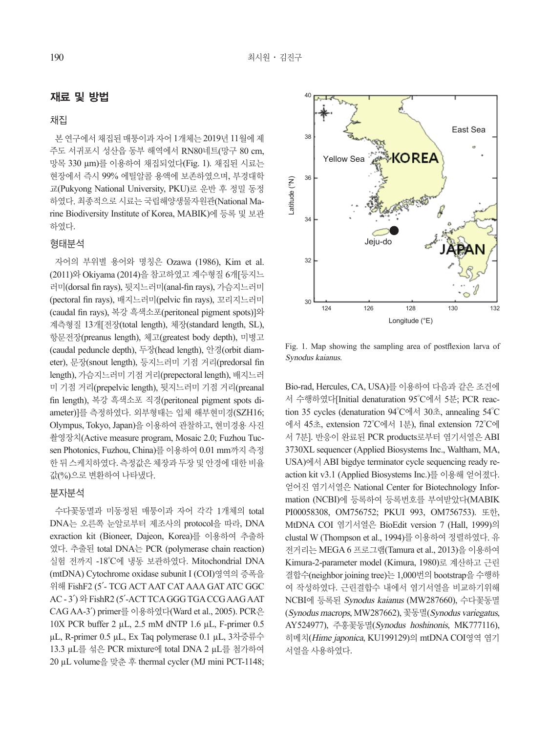## 재료 및 방법

### 채집

본 연구에서 채집된 매퉁이과 자어 1개체는 2019년 11월에 제주도 서귀포시 성산읍 동부 해역에서 RN80네트(망구 80 cm, 망목 330 μm)를 이용하여 채집되었다(Fig. 1). 채집된 시료는 현장에서 즉시 99% 에틸알콜 용액에 보존하였으며, 부경대학교(Pukyong National University, PKU)로 운반 후 정밀 동정하였다. 최종적으로 시료는 국립해양생물자원관(National Marine Biodiversity Institute of Korea, MABIK)에 등록 및 보관하였다.

### 형태분석

자어의 부위별 용어와 명칭은 Ozawa (1986), Kim et al. (2011)와 Okiyama (2014)을 참고하였고 계수형질 6개[등지느러미(dorsal fin rays), 뒷지느러미(anal-fin rays), 가슴지느러미(pectoral fin rays), 배지느러미(pelvic fin rays), 꼬리지느러미(caudal fin rays), 복강 흑색소포(peritoneal pigment spots)]와 계측형질 13개[전장(total length), 체장(standard length, SL), 항문전장(preanus length), 체고(greatest body depth), 미병고(caudal peduncle depth), 두장(head length), 안경(orbit diameter), 문장(snout length), 등지느러미 기점 거리(predorsal fin length), 가슴지느러미 기점 거리(prepectoral length), 배지느러미 기점 거리(prepelvic length), 뒷지느러미 기점 거리(preanal fin length), 복강 흑색소포 직경(peritoneal pigment spots diameter)]를 측정하였다. 외부형태는 입체 해부현미경(SZH16; Olympus, Tokyo, Japan)을 이용하여 관찰하고, 현미경용 사진 촬영장치(Active measure program, Mosaic 2.0; Fuzhou Tucsen Photonics, Fuzhou, China)를 이용하여 0.01 mm까지 측정한 뒤 스케치하였다. 측정값은 체장과 두장 및 안경에 대한 비율값(%)으로 변환하여 나타냈다.

### 분자분석

수다꽃동멸과 미동정된 매퉁이과 자어 각각 1개체의 total DNA는 오른쪽 눈알로부터 제조사의 protocol을 따라, DNA exraction kit (Bioneer, Dajeon, Korea)를 이용하여 추출하였다. 추출된 total DNA는 PCR (polymerase chain reaction) 실험 전까지 -18°C에 냉동 보관하였다. Mitochondrial DNA (mtDNA) Cytochrome oxidase subunit I (COI)영역의 증폭을 위해 FishF2 (5′- TCG ACT AAT CAT AAA GAT ATC GGC AC - 3′) 와 FishR2 (5′-ACT TCA GGG TGA CCG AAG AAT CAG AA-3′) primer를 이용하였다(Ward et al., 2005). PCR은 10X PCR buffer 2 μL, 2.5 mM dNTP 1.6 μL, F-primer 0.5 μL, R-primer 0.5 μL, Ex Taq polymerase 0.1 μL, 3차증류수 13.3 μL를 섞은 PCR mixture에 total DNA 2 μL를 첨가하여 20 μL volume을 맞춘 후 thermal cycler (MJ mini PCT-1148; Bio-rad, Hercules, CA, USA)를 이용하여 다음과 같은 조건에서 수행하였다[Initial denaturation 95°C에서 5분; PCR reaction 35 cycles (denaturation 94°C에서 30초, annealing 54°C에서 45초, extension 72°C에서 1분), final extension 72°C에서 7분]. 반응이 완료된 PCR products로부터 염기서열은 ABI 3730XL sequencer (Applied Biosystems Inc., Waltham, MA, USA)에서 ABI bigdye terminator cycle sequencing ready reaction kit v3.1 (Applied Biosystems Inc.)를 이용해 얻어졌다. 얻어진 염기서열은 National Center for Biotechnology Information (NCBI)에 등록하여 등록번호를 부여받았다(MABIK PI00058308, OM756752; PKUI 993, OM756753). 또한, MtDNA COI 염기서열은 BioEdit version 7 (Hall, 1999)의 clustal W (Thompson et al., 1994)를 이용하여 정렬하였다. 유전거리는 MEGA 6 프로그램(Tamura et al., 2013)을 이용하여 Kimura-2-parameter model (Kimura, 1980)로 계산하고 근린결합수(neighbor joining tree)는 1,000번의 bootstrap을 수행하여 작성하였다. 근린결합수 내에서 염기서열을 비교하기위해 NCBI에 등록된 *Synodus kaianus* (MW287660), 수다꽃동멸(*Synodus macrops*, MW287662), 꽃동멸(*Synodus variegatus*, AY524977), 주홍꽃동멸(*Synodus hoshinonis*, MK777116), 히메치(*Hime japonica*, KU199129)의 mtDNA COI영역 염기서열을 사용하였다.

40
38
36
34
32
30
Latitude (°N)
124
126
128
130
132
Longitude (°E)
East Sea
Yellow Sea
KOREA
Jeju-do
JAPAN

Fig. 1. Map showing the sampling area of postflexion larva of *Synodus kaianus*.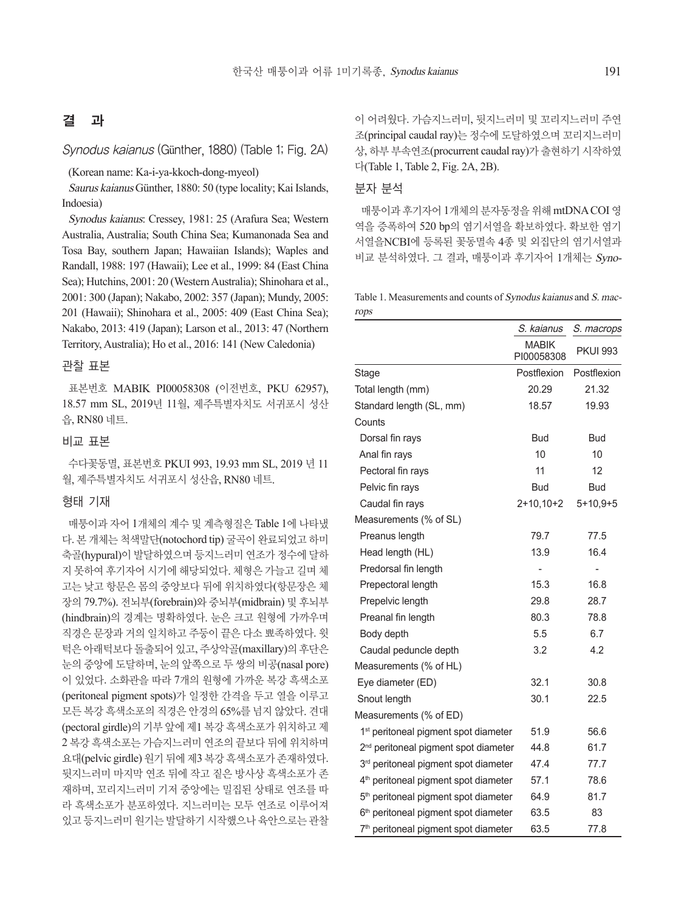## 결 과

### *Synodus kaianus* (Günther, 1880) (Table 1; Fig. 2A)

(Korean name: Ka-i-ya-kkoch-dong-myeol)

*Saurus kaianus* Günther, 1880: 50 (type locality; Kai Islands, Indoesia)

*Synodus kaianus*: Cressey, 1981: 25 (Arafura Sea; Western Australia, Australia; South China Sea; Kumanonada Sea and Tosa Bay, southern Japan; Hawaiian Islands); Waples and Randall, 1988: 197 (Hawaii); Lee et al., 1999: 84 (East China Sea); Hutchins, 2001: 20 (Western Australia); Shinohara et al., 2001: 300 (Japan); Nakabo, 2002: 357 (Japan); Mundy, 2005: 201 (Hawaii); Shinohara et al., 2005: 409 (East China Sea); Nakabo, 2013: 419 (Japan); Larson et al., 2013: 47 (Northern Territory, Australia); Ho et al., 2016: 141 (New Caledonia)

### 관찰 표본

표본번호 MABIK PI00058308 (이전번호, PKU 62957), 18.57 mm SL, 2019년 11월, 제주특별자치도 서귀포시 성산읍, RN80 네트.

### 비교 표본

수다꽃동멸, 표본번호 PKUI 993, 19.93 mm SL, 2019 년 11 월, 제주특별자치도 서귀포시 성산읍, RN80 네트.

### 형태 기재

매퉁이과 자어 1개체의 계수 및 계측형질은 Table 1에 나타냈다. 본 개체는 척색말단(notochord tip) 굴곡이 완료되었고 하미축골(hypural)이 발달하였으며 등지느러미 연조가 정수에 달하지 못하여 후기자어 시기에 해당되었다. 체형은 가늘고 길며 체고는 낮고 항문은 몸의 중앙보다 뒤에 위치하였다(항문장은 체장의 79.7%). 전뇌부(forebrain)와 중뇌부(midbrain) 및 후뇌부(hindbrain)의 경계는 명확하였다. 눈은 크고 원형에 가까우며 직경은 문장과 거의 일치하고 주둥이 끝은 다소 뾰족하였다. 윗턱은 아래턱보다 돌출되어 있고, 주상악골(maxillary)의 후단은 눈의 중앙에 도달하며, 눈의 앞쪽으로 두 쌍의 비공(nasal pore)이 있었다. 소화관을 따라 7개의 원형에 가까운 복강 흑색소포(peritoneal pigment spots)가 일정한 간격을 두고 열을 이루고 모든 복강 흑색소포의 직경은 안경의 65%를 넘지 않았다. 견대(pectoral girdle)의 기부 앞에 제1 복강 흑색소포가 위치하고 제2 복강 흑색소포는 가슴지느러미 연조의 끝보다 뒤에 위치하며 요대(pelvic girdle) 원기 뒤에 제3 복강 흑색소포가 존재하였다. 뒷지느러미 마지막 연조 뒤에 작고 짙은 방사상 흑색소포가 존재하며, 꼬리지느러미 기저 중앙에는 밀집된 상태로 연조를 따라 흑색소포가 분포하였다. 지느러미는 모두 연조로 이루어져 있고 등지느러미 원기는 발달하기 시작했으나 육안으로는 관찰이 어려웠다. 가슴지느러미, 뒷지느러미 및 꼬리지느러미 주연조(principal caudal ray)는 정수에 도달하였으며 꼬리지느러미 상, 하부 부속연조(procurrent caudal ray)가 출현하기 시작하였다(Table 1, Table 2, Fig. 2A, 2B).

### 분자 분석

매퉁이과 후기자어 1개체의 분자동정을 위해 mtDNA COI 영역을 증폭하여 520 bp의 염기서열을 확보하였다. 확보한 염기서열을NCBI에 등록된 꽃동멸속 4종 및 외집단의 염기서열과 비교 분석하였다. 그 결과, 매퉁이과 후기자어 1개체는 *Syno-*

Table 1. Measurements and counts of *Synodus kaianus* and *S. macrops*

| | *S. kaianus* | *S. macrops* |
|---|---|---|
| | MABIK PI00058308 | PKUI 993 |
| Stage | Postflexion | Postflexion |
| Total length (mm) | 20.29 | 21.32 |
| Standard length (SL, mm) | 18.57 | 19.93 |
| Counts | | |
| Dorsal fin rays | Bud | Bud |
| Anal fin rays | 10 | 10 |
| Pectoral fin rays | 11 | 12 |
| Pelvic fin rays | Bud | Bud |
| Caudal fin rays | 2+10,10+2 | 5+10,9+5 |
| Measurements (% of SL) | | |
| Preanus length | 79.7 | 77.5 |
| Head length (HL) | 13.9 | 16.4 |
| Predorsal fin length | - | - |
| Prepectoral length | 15.3 | 16.8 |
| Prepelvic length | 29.8 | 28.7 |
| Preanal fin length | 80.3 | 78.8 |
| Body depth | 5.5 | 6.7 |
| Caudal peduncle depth | 3.2 | 4.2 |
| Measurements (% of HL) | | |
| Eye diameter (ED) | 32.1 | 30.8 |
| Snout length | 30.1 | 22.5 |
| Measurements (% of ED) | | |
| 1st peritoneal pigment spot diameter | 51.9 | 56.6 |
| 2nd peritoneal pigment spot diameter | 44.8 | 61.7 |
| 3rd peritoneal pigment spot diameter | 47.4 | 77.7 |
| 4th peritoneal pigment spot diameter | 57.1 | 78.6 |
| 5th peritoneal pigment spot diameter | 64.9 | 81.7 |
| 6th peritoneal pigment spot diameter | 63.5 | 83 |
| 7th peritoneal pigment spot diameter | 63.5 | 77.8 |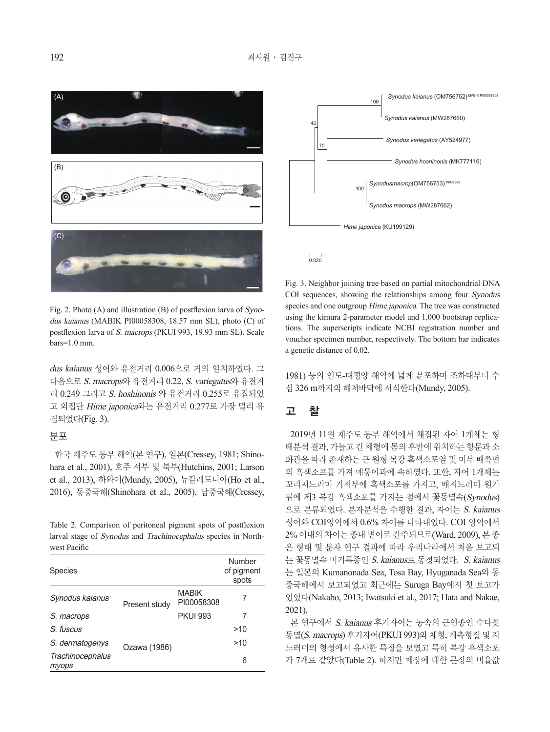Fig. 2. Photo (A) and illustration (B) of postflexion larva of *Synodus kaianus* (MABIK PI00058308, 18.57 mm SL), photo (C) of postflexion larva of *S. macrops* (PKUI 993, 19.93 mm SL). Scale bars=1.0 mm.

*dus kaianus* 성어와 유전거리 0.006으로 거의 일치하였다. 그 다음으로 *S. macrops*와 유전거리 0.22, *S. variegatus*와 유전거리 0.249 그리고 *S. hoshinonis* 와 유전거리 0.255로 유집되었고 외집단 *Hime japonica*와는 유전거리 0.277로 가장 멀리 유집되었다(Fig. 3).

### 분포

한국 제주도 동부 해역(본 연구), 일본(Cressey, 1981; Shinohara et al., 2001), 호주 서부 및 북부(Hutchins, 2001; Larson et al., 2013), 하와이(Mundy, 2005), 뉴칼레도니아(Ho et al., 2016), 동중국해(Shinohara et al., 2005), 남중국해(Cressey, 1981) 등의 인도-태평양 해역에 넓게 분포하며 조하대부터 수심 326 m까지의 해저바닥에 서식한다(Mundy, 2005).

Table 2. Comparison of peritoneal pigment spots of postflexion larval stage of *Synodus* and *Trachinocephalus* species in Northwest Pacific

| Species | | | Number of pigment spots |
|---|---|---|---|
| *Synodus kaianus* | Present study | MABIK PI00058308 | 7 |
| *S. macrops* | | PKUI 993 | 7 |
| *S. fuscus* | Ozawa (1986) | | >10 |
| *S. dermatogenys* | | | >10 |
| *Trachinocephalus myops* | | | 6 |

Fig. 3. Neighbor joining tree based on partial mitochondrial DNA COI sequences, showing the relationships among four *Synodus* species and one outgroup *Hime japonica*. The tree was constructed using the kimura 2-parameter model and 1,000 bootstrap replications. The superscripts indicate NCBI registration number and voucher specimen number, respectively. The bottom bar indicates a genetic distance of 0.02.

## 고 찰

2019년 11월 제주도 동부 해역에서 채집된 자어 1개체는 형태분석 결과, 가늘고 긴 체형에 몸의 후반에 위치하는 항문과 소화관을 따라 존재하는 큰 원형 복강 흑색소포열 및 미부 배쪽면의 흑색소포를 가져 매퉁이과에 속하였다. 또한, 자어 1개체는 꼬리지느러미 기저부에 흑색소포를 가지고, 배지느러미 원기 뒤에 제3 복강 흑색소포를 가지는 점에서 꽃동멸속(*Synodus*)으로 분류되었다. 분자분석을 수행한 결과, 자어는 *S. kaianus* 성어와 COI영역에서 0.6% 차이를 나타내었다. COI 영역에서 2% 이내의 차이는 종내 변이로 간주되므로(Ward, 2009), 본 종은 형태 및 분자 연구 결과에 따라 우리나라에서 처음 보고되는 꽃동멸속 미기록종인 *S. kaianus*로 동정되었다. *S. kaianus*는 일본의 Kumanonada Sea, Tosa Bay, Hyuganada Sea와 동중국해에서 보고되었고 최근에는 Suruga Bay에서 첫 보고가 있었다(Nakabo, 2013; Iwatsuki et al., 2017; Hata and Nakae, 2021).

본 연구에서 *S. kaianus* 후기자어는 동속의 근연종인 수다꽃동멸(*S. macrops*) 후기자어(PKUI 993)와 체형, 계측형질 및 지느러미의 형성에서 유사한 특징을 보였고 특히 복강 흑색소포가 7개로 같았다(Table 2). 하지만 체장에 대한 문장의 비율값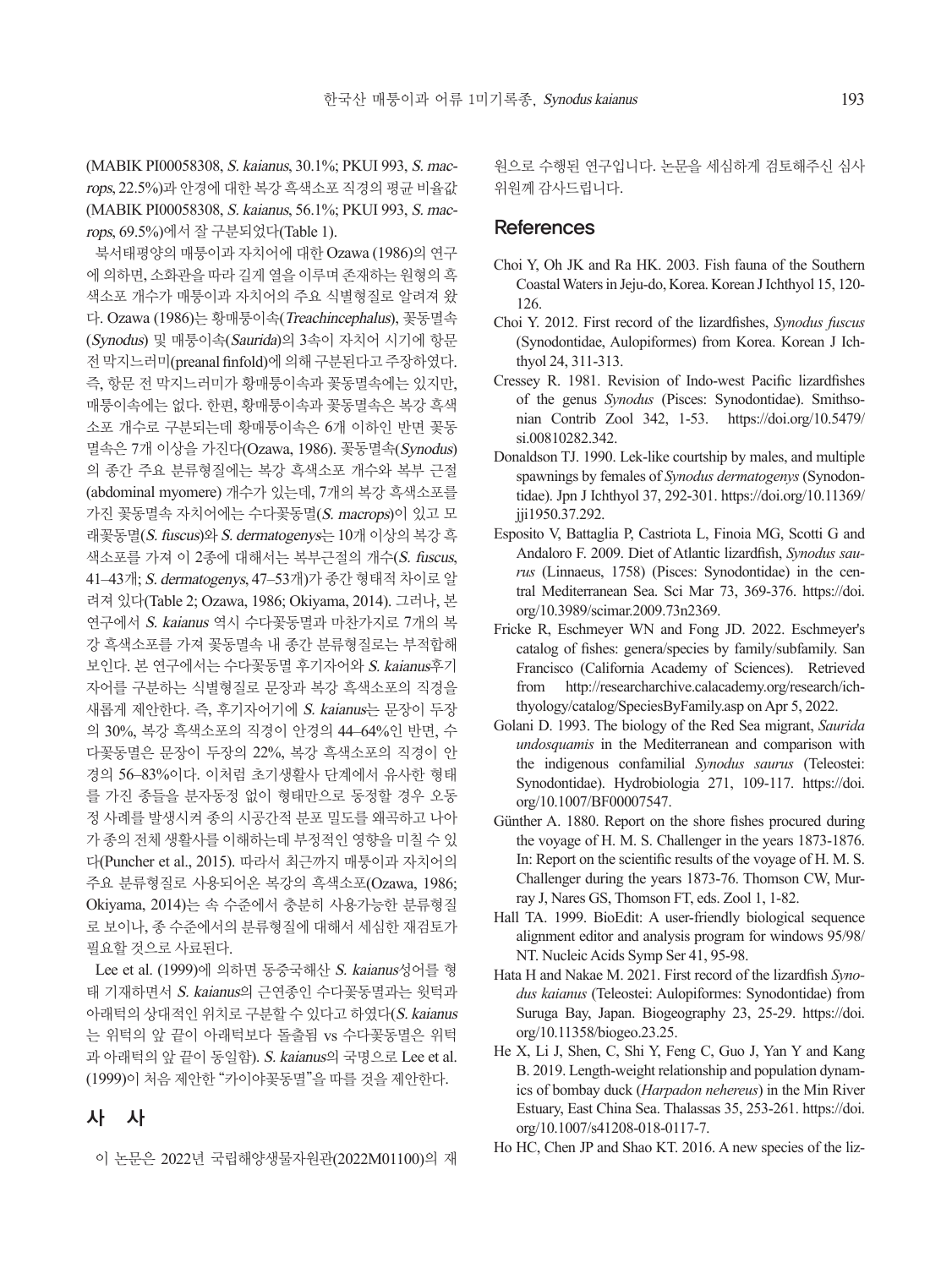(MABIK PI00058308, *S. kaianus*, 30.1%; PKUI 993, *S. macrops*, 22.5%)과 안경에 대한 복강 흑색소포 직경의 평균 비율값 (MABIK PI00058308, *S. kaianus*, 56.1%; PKUI 993, *S. macrops*, 69.5%)에서 잘 구분되었다(Table 1).

북서태평양의 매퉁이과 자치어에 대한 Ozawa (1986)의 연구에 의하면, 소화관을 따라 길게 열을 이루며 존재하는 원형의 흑색소포 개수가 매퉁이과 자치어의 주요 식별형질로 알려져 왔다. Ozawa (1986)는 황매퉁이속(*Treachincephalus*), 꽃동멸속(*Synodus*) 및 매퉁이속(*Saurida*)의 3속이 자치어 시기에 항문전 막지느러미(preanal finfold)에 의해 구분된다고 주장하였다. 즉, 항문 전 막지느러미가 황매퉁이속과 꽃동멸속에는 있지만, 매퉁이속에는 없다. 한편, 황매퉁이속과 꽃동멸속은 복강 흑색소포 개수로 구분되는데 황매퉁이속은 6개 이하인 반면 꽃동멸속은 7개 이상을 가진다(Ozawa, 1986). 꽃동멸속(*Synodus*)의 종간 주요 분류형질에는 복강 흑색소포 개수와 복부 근절(abdominal myomere) 개수가 있는데, 7개의 복강 흑색소포를 가진 꽃동멸속 자치어에는 수다꽃동멸(*S. macrops*)이 있고 모래꽃동멸(*S. fuscus*)와 *S. dermatogenys*는 10개 이상의 복강 흑색소포를 가져 이 2종에 대해서는 복부근절의 개수(*S. fuscus*, 41–43개; *S. dermatogenys*, 47–53개)가 종간 형태적 차이로 알려져 있다(Table 2; Ozawa, 1986; Okiyama, 2014). 그러나, 본 연구에서 *S. kaianus* 역시 수다꽃동멸과 마찬가지로 7개의 복강 흑색소포를 가져 꽃동멸속 내 종간 분류형질로는 부적합해 보인다. 본 연구에서는 수다꽃동멸 후기자어와 *S. kaianus*후기자어를 구분하는 식별형질로 문장과 복강 흑색소포의 직경을 새롭게 제안한다. 즉, 후기자어기에 *S. kaianus*는 문장이 두장의 30%, 복강 흑색소포의 직경이 안경의 44–64%인 반면, 수다꽃동멸은 문장이 두장의 22%, 복강 흑색소포의 직경이 안경의 56–83%이다. 이처럼 초기생활사 단계에서 유사한 형태를 가진 종들을 분자동정 없이 형태만으로 동정할 경우 오동정 사례를 발생시켜 종의 시공간적 분포 밀도를 왜곡하고 나아가 종의 전체 생활사를 이해하는데 부정적인 영향을 미칠 수 있다(Puncher et al., 2015). 따라서 최근까지 매퉁이과 자치어의 주요 분류형질로 사용되어온 복강의 흑색소포(Ozawa, 1986; Okiyama, 2014)는 속 수준에서 충분히 사용가능한 분류형질로 보이나, 종 수준에서의 분류형질에 대해서 세심한 재검토가 필요할 것으로 사료된다.

Lee et al. (1999)에 의하면 동중국해산 *S. kaianus*성어를 형태 기재하면서 *S. kaianus*의 근연종인 수다꽃동멸과는 윗턱과 아래턱의 상대적인 위치로 구분할 수 있다고 하였다(*S. kaianus*는 위턱의 앞 끝이 아래턱보다 돌출됨 vs 수다꽃동멸은 위턱과 아래턱의 앞 끝이 동일함). *S. kaianus*의 국명으로 Lee et al. (1999)이 처음 제안한 "카이야꽃동멸"을 따를 것을 제안한다.

## 사 사

이 논문은 2022년 국립해양생물자원관(2022M01100)의 재원으로 수행된 연구입니다. 논문을 세심하게 검토해주신 심사위원께 감사드립니다.

## References

- Choi Y, Oh JK and Ra HK. 2003. Fish fauna of the Southern Coastal Waters in Jeju-do, Korea. Korean J Ichthyol 15, 120-126.
- Choi Y. 2012. First record of the lizardfishes, *Synodus fuscus* (Synodontidae, Aulopiformes) from Korea. Korean J Ichthyol 24, 311-313.
- Cressey R. 1981. Revision of Indo-west Pacific lizardfishes of the genus *Synodus* (Pisces: Synodontidae). Smithsonian Contrib Zool 342, 1-53. https://doi.org/10.5479/si.00810282.342.
- Donaldson TJ. 1990. Lek-like courtship by males, and multiple spawnings by females of *Synodus dermatogenys* (Synodontidae). Jpn J Ichthyol 37, 292-301. https://doi.org/10.11369/jji1950.37.292.
- Esposito V, Battaglia P, Castriota L, Finoia MG, Scotti G and Andaloro F. 2009. Diet of Atlantic lizardfish, *Synodus saurus* (Linnaeus, 1758) (Pisces: Synodontidae) in the central Mediterranean Sea. Sci Mar 73, 369-376. https://doi.org/10.3989/scimar.2009.73n2369.
- Fricke R, Eschmeyer WN and Fong JD. 2022. Eschmeyer's catalog of fishes: genera/species by family/subfamily. San Francisco (California Academy of Sciences). Retrieved from http://researcharchive.calacademy.org/research/ichthyology/catalog/SpeciesByFamily.asp on Apr 5, 2022.
- Golani D. 1993. The biology of the Red Sea migrant, *Saurida undosquamis* in the Mediterranean and comparison with the indigenous confamilial *Synodus saurus* (Teleostei: Synodontidae). Hydrobiologia 271, 109-117. https://doi.org/10.1007/BF00007547.
- Günther A. 1880. Report on the shore fishes procured during the voyage of H. M. S. Challenger in the years 1873-1876. In: Report on the scientific results of the voyage of H. M. S. Challenger during the years 1873-76. Thomson CW, Murray J, Nares GS, Thomson FT, eds. Zool 1, 1-82.
- Hall TA. 1999. BioEdit: A user-friendly biological sequence alignment editor and analysis program for windows 95/98/NT. Nucleic Acids Symp Ser 41, 95-98.
- Hata H and Nakae M. 2021. First record of the lizardfish *Synodus kaianus* (Teleostei: Aulopiformes: Synodontidae) from Suruga Bay, Japan. Biogeography 23, 25-29. https://doi.org/10.11358/biogeo.23.25.
- He X, Li J, Shen, C, Shi Y, Feng C, Guo J, Yan Y and Kang B. 2019. Length-weight relationship and population dynamics of bombay duck (*Harpadon nehereus*) in the Min River Estuary, East China Sea. Thalassas 35, 253-261. https://doi.org/10.1007/s41208-018-0117-7.
- Ho HC, Chen JP and Shao KT. 2016. A new species of the liz-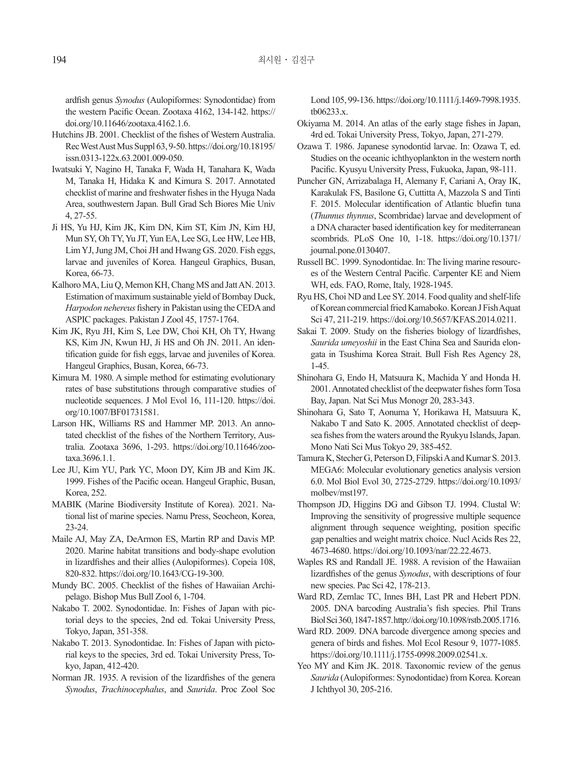ardfish genus *Synodus* (Aulopiformes: Synodontidae) from the western Pacific Ocean. Zootaxa 4162, 134-142. https://doi.org/10.11646/zootaxa.4162.1.6.

Hutchins JB. 2001. Checklist of the fishes of Western Australia. Rec West Aust Mus Suppl 63, 9-50. https://doi.org/10.18195/issn.0313-122x.63.2001.009-050.

Iwatsuki Y, Nagino H, Tanaka F, Wada H, Tanahara K, Wada M, Tanaka H, Hidaka K and Kimura S. 2017. Annotated checklist of marine and freshwater fishes in the Hyuga Nada Area, southwestern Japan. Bull Grad Sch Biores Mie Univ 4, 27-55.

Ji HS, Yu HJ, Kim JK, Kim DN, Kim ST, Kim JN, Kim HJ, Mun SY, Oh TY, Yu JT, Yun EA, Lee SG, Lee HW, Lee HB, Lim YJ, Jung JM, Choi JH and Hwang GS. 2020. Fish eggs, larvae and juveniles of Korea. Hangeul Graphics, Busan, Korea, 66-73.

Kalhoro MA, Liu Q, Memon KH, Chang MS and Jatt AN. 2013. Estimation of maximum sustainable yield of Bombay Duck, *Harpodon nehereus* fishery in Pakistan using the CEDA and ASPIC packages. Pakistan J Zool 45, 1757-1764.

Kim JK, Ryu JH, Kim S, Lee DW, Choi KH, Oh TY, Hwang KS, Kim JN, Kwun HJ, Ji HS and Oh JN. 2011. An identification guide for fish eggs, larvae and juveniles of Korea. Hangeul Graphics, Busan, Korea, 66-73.

Kimura M. 1980. A simple method for estimating evolutionary rates of base substitutions through comparative studies of nucleotide sequences. J Mol Evol 16, 111-120. https://doi.org/10.1007/BF01731581.

Larson HK, Williams RS and Hammer MP. 2013. An annotated checklist of the fishes of the Northern Territory, Australia. Zootaxa 3696, 1-293. https://doi.org/10.11646/zootaxa.3696.1.1.

Lee JU, Kim YU, Park YC, Moon DY, Kim JB and Kim JK. 1999. Fishes of the Pacific ocean. Hangeul Graphic, Busan, Korea, 252.

MABIK (Marine Biodiversity Institute of Korea). 2021. National list of marine species. Namu Press, Seocheon, Korea, 23-24.

Maile AJ, May ZA, DeArmon ES, Martin RP and Davis MP. 2020. Marine habitat transitions and body-shape evolution in lizardfishes and their allies (Aulopiformes). Copeia 108, 820-832. https://doi.org/10.1643/CG-19-300.

Mundy BC. 2005. Checklist of the fishes of Hawaiian Archipelago. Bishop Mus Bull Zool 6, 1-704.

Nakabo T. 2002. Synodontidae. In: Fishes of Japan with pictorial deys to the species, 2nd ed. Tokai University Press, Tokyo, Japan, 351-358.

Nakabo T. 2013. Synodontidae. In: Fishes of Japan with pictorial keys to the species, 3rd ed. Tokai University Press, Tokyo, Japan, 412-420.

Norman JR. 1935. A revision of the lizardfishes of the genera *Synodus*, *Trachinocephalus*, and *Saurida*. Proc Zool Soc Lond 105, 99-136. https://doi.org/10.1111/j.1469-7998.1935.tb06233.x.

Okiyama M. 2014. An atlas of the early stage fishes in Japan, 4rd ed. Tokai University Press, Tokyo, Japan, 271-279.

Ozawa T. 1986. Japanese synodontid larvae. In: Ozawa T, ed. Studies on the oceanic ichthyoplankton in the western north Pacific. Kyusyu University Press, Fukuoka, Japan, 98-111.

Puncher GN, Arrizabalaga H, Alemany F, Cariani A, Oray IK, Karakulak FS, Basilone G, Cuttitta A, Mazzola S and Tinti F. 2015. Molecular identification of Atlantic bluefin tuna (*Thunnus thynnus*, Scombridae) larvae and development of a DNA character based identification key for mediterranean scombrids. PLoS One 10, 1-18. https://doi.org/10.1371/journal.pone.0130407.

Russell BC. 1999. Synodontidae. In: The living marine resources of the Western Central Pacific. Carpenter KE and Niem WH, eds. FAO, Rome, Italy, 1928-1945.

Ryu HS, Choi ND and Lee SY. 2014. Food quality and shelf-life of Korean commercial fried Kamaboko. Korean J Fish Aquat Sci 47, 211-219. https://doi.org/10.5657/KFAS.2014.0211.

Sakai T. 2009. Study on the fisheries biology of lizardfishes, *Saurida umeyoshii* in the East China Sea and Saurida elongata in Tsushima Korea Strait. Bull Fish Res Agency 28, 1-45.

Shinohara G, Endo H, Matsuura K, Machida Y and Honda H. 2001. Annotated checklist of the deepwater fishes form Tosa Bay, Japan. Nat Sci Mus Monogr 20, 283-343.

Shinohara G, Sato T, Aonuma Y, Horikawa H, Matsuura K, Nakabo T and Sato K. 2005. Annotated checklist of deep-sea fishes from the waters around the Ryukyu Islands, Japan. Mono Nati Sci Mus Tokyo 29, 385-452.

Tamura K, Stecher G, Peterson D, Filipski A and Kumar S. 2013. MEGA6: Molecular evolutionary genetics analysis version 6.0. Mol Biol Evol 30, 2725-2729. https://doi.org/10.1093/molbev/mst197.

Thompson JD, Higgins DG and Gibson TJ. 1994. Clustal W: Improving the sensitivity of progressive multiple sequence alignment through sequence weighting, position specific gap penalties and weight matrix choice. Nucl Acids Res 22, 4673-4680. https://doi.org/10.1093/nar/22.22.4673.

Waples RS and Randall JE. 1988. A revision of the Hawaiian lizardfishes of the genus *Synodus*, with descriptions of four new species. Pac Sci 42, 178-213.

Ward RD, Zemlac TC, Innes BH, Last PR and Hebert PDN. 2005. DNA barcoding Australia's fish species. Phil Trans Biol Sci 360, 1847-1857. http://doi.org/10.1098/rstb.2005.1716.

Ward RD. 2009. DNA barcode divergence among species and genera of birds and fishes. Mol Ecol Resour 9, 1077-1085. https://doi.org/10.1111/j.1755-0998.2009.02541.x.

Yeo MY and Kim JK. 2018. Taxonomic review of the genus *Saurida* (Aulopiformes: Synodontidae) from Korea. Korean J Ichthyol 30, 205-216.